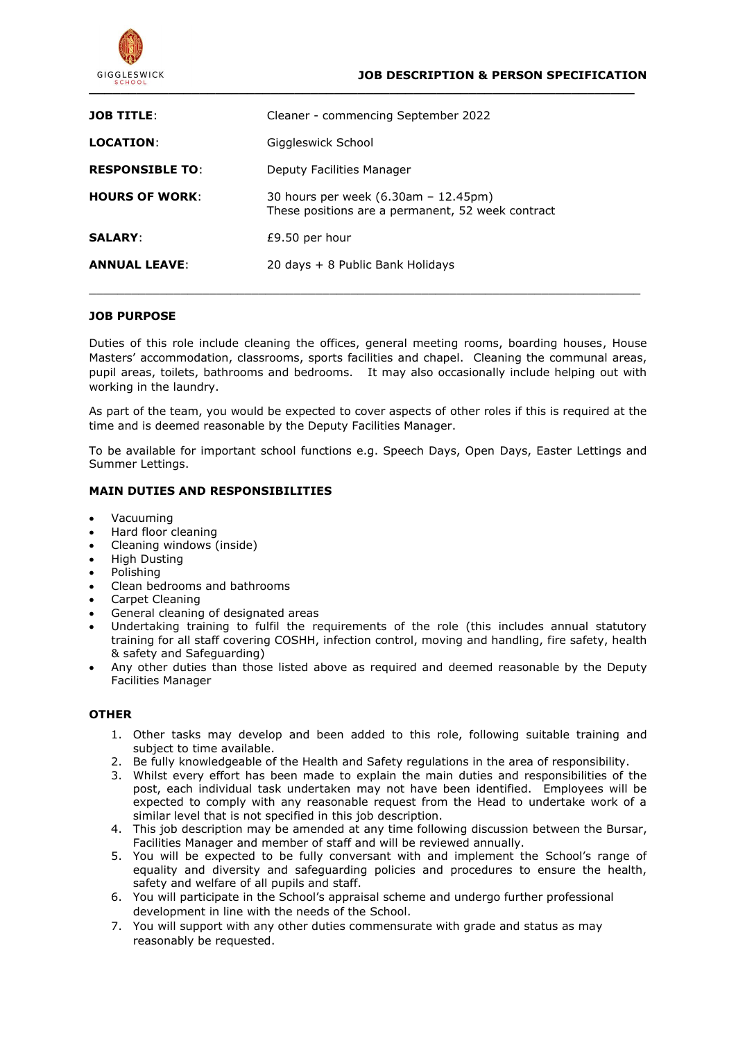GIGGLESWICK SCHOOL

**JOB DESCRIPTION & PERSON SPECIFICATION**

| | |
|---|---|
| **JOB TITLE**: | Cleaner - commencing September 2022 |
| **LOCATION**: | Giggleswick School |
| **RESPONSIBLE TO**: | Deputy Facilities Manager |
| **HOURS OF WORK**: | 30 hours per week (6.30am – 12.45pm)<br>These positions are a permanent, 52 week contract |
| **SALARY**: | £9.50 per hour |
| **ANNUAL LEAVE**: | 20 days + 8 Public Bank Holidays |

## JOB PURPOSE

Duties of this role include cleaning the offices, general meeting rooms, boarding houses, House Masters' accommodation, classrooms, sports facilities and chapel. Cleaning the communal areas, pupil areas, toilets, bathrooms and bedrooms. It may also occasionally include helping out with working in the laundry.

As part of the team, you would be expected to cover aspects of other roles if this is required at the time and is deemed reasonable by the Deputy Facilities Manager.

To be available for important school functions e.g. Speech Days, Open Days, Easter Lettings and Summer Lettings.

## MAIN DUTIES AND RESPONSIBILITIES

- Vacuuming
- Hard floor cleaning
- Cleaning windows (inside)
- High Dusting
- Polishing
- Clean bedrooms and bathrooms
- Carpet Cleaning
- General cleaning of designated areas
- Undertaking training to fulfil the requirements of the role (this includes annual statutory training for all staff covering COSHH, infection control, moving and handling, fire safety, health & safety and Safeguarding)
- Any other duties than those listed above as required and deemed reasonable by the Deputy Facilities Manager

## OTHER

1. Other tasks may develop and been added to this role, following suitable training and subject to time available.
2. Be fully knowledgeable of the Health and Safety regulations in the area of responsibility.
3. Whilst every effort has been made to explain the main duties and responsibilities of the post, each individual task undertaken may not have been identified. Employees will be expected to comply with any reasonable request from the Head to undertake work of a similar level that is not specified in this job description.
4. This job description may be amended at any time following discussion between the Bursar, Facilities Manager and member of staff and will be reviewed annually.
5. You will be expected to be fully conversant with and implement the School's range of equality and diversity and safeguarding policies and procedures to ensure the health, safety and welfare of all pupils and staff.
6. You will participate in the School's appraisal scheme and undergo further professional development in line with the needs of the School.
7. You will support with any other duties commensurate with grade and status as may reasonably be requested.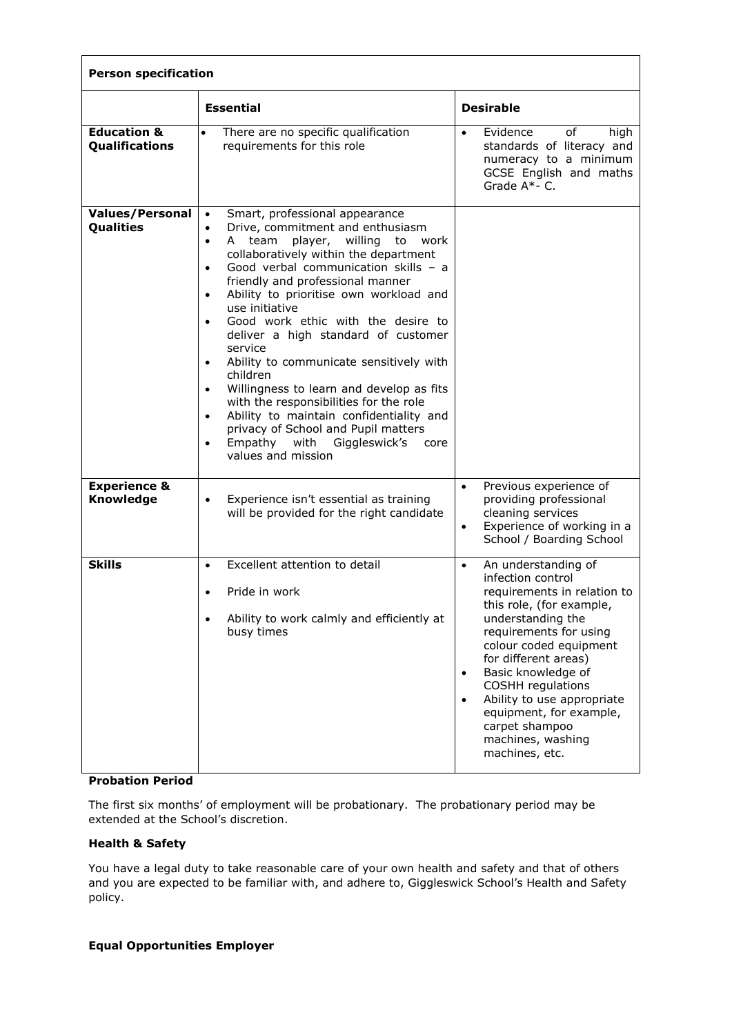| **Person specification** | | |
|---|---|---|
| | **Essential** | **Desirable** |
| **Education & Qualifications** | • There are no specific qualification requirements for this role | • Evidence of high standards of literacy and numeracy to a minimum GCSE English and maths Grade A*- C. |
| **Values/Personal Qualities** | • Smart, professional appearance<br>• Drive, commitment and enthusiasm<br>• A team player, willing to work collaboratively within the department<br>• Good verbal communication skills – a friendly and professional manner<br>• Ability to prioritise own workload and use initiative<br>• Good work ethic with the desire to deliver a high standard of customer service<br>• Ability to communicate sensitively with children<br>• Willingness to learn and develop as fits with the responsibilities for the role<br>• Ability to maintain confidentiality and privacy of School and Pupil matters<br>• Empathy with Giggleswick's core values and mission | |
| **Experience & Knowledge** | • Experience isn't essential as training will be provided for the right candidate | • Previous experience of providing professional cleaning services<br>• Experience of working in a School / Boarding School |
| **Skills** | • Excellent attention to detail<br>• Pride in work<br>• Ability to work calmly and efficiently at busy times | • An understanding of infection control requirements in relation to this role, (for example, understanding the requirements for using colour coded equipment for different areas)<br>• Basic knowledge of COSHH regulations<br>• Ability to use appropriate equipment, for example, carpet shampoo machines, washing machines, etc. |

**Probation Period**

The first six months' of employment will be probationary. The probationary period may be extended at the School's discretion.

**Health & Safety**

You have a legal duty to take reasonable care of your own health and safety and that of others and you are expected to be familiar with, and adhere to, Giggleswick School's Health and Safety policy.

**Equal Opportunities Employer**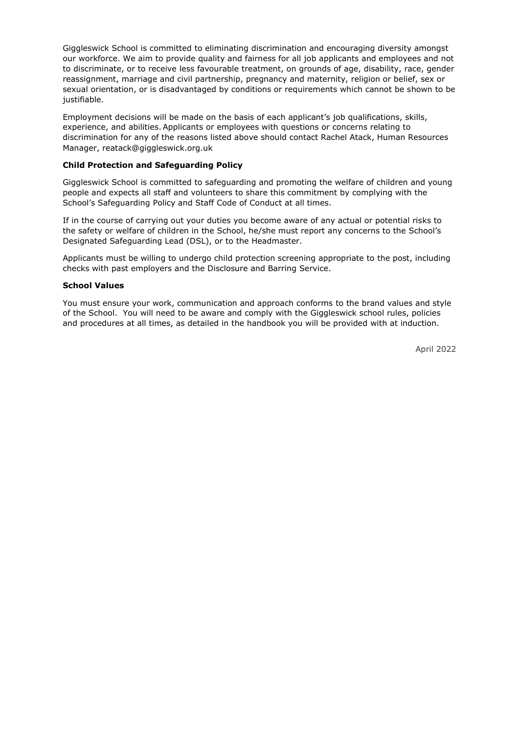Giggleswick School is committed to eliminating discrimination and encouraging diversity amongst our workforce. We aim to provide quality and fairness for all job applicants and employees and not to discriminate, or to receive less favourable treatment, on grounds of age, disability, race, gender reassignment, marriage and civil partnership, pregnancy and maternity, religion or belief, sex or sexual orientation, or is disadvantaged by conditions or requirements which cannot be shown to be justifiable.

Employment decisions will be made on the basis of each applicant's job qualifications, skills, experience, and abilities. Applicants or employees with questions or concerns relating to discrimination for any of the reasons listed above should contact Rachel Atack, Human Resources Manager, reatack@giggleswick.org.uk

**Child Protection and Safeguarding Policy**

Giggleswick School is committed to safeguarding and promoting the welfare of children and young people and expects all staff and volunteers to share this commitment by complying with the School's Safeguarding Policy and Staff Code of Conduct at all times.

If in the course of carrying out your duties you become aware of any actual or potential risks to the safety or welfare of children in the School, he/she must report any concerns to the School's Designated Safeguarding Lead (DSL), or to the Headmaster.

Applicants must be willing to undergo child protection screening appropriate to the post, including checks with past employers and the Disclosure and Barring Service.

**School Values**

You must ensure your work, communication and approach conforms to the brand values and style of the School. You will need to be aware and comply with the Giggleswick school rules, policies and procedures at all times, as detailed in the handbook you will be provided with at induction.

April 2022